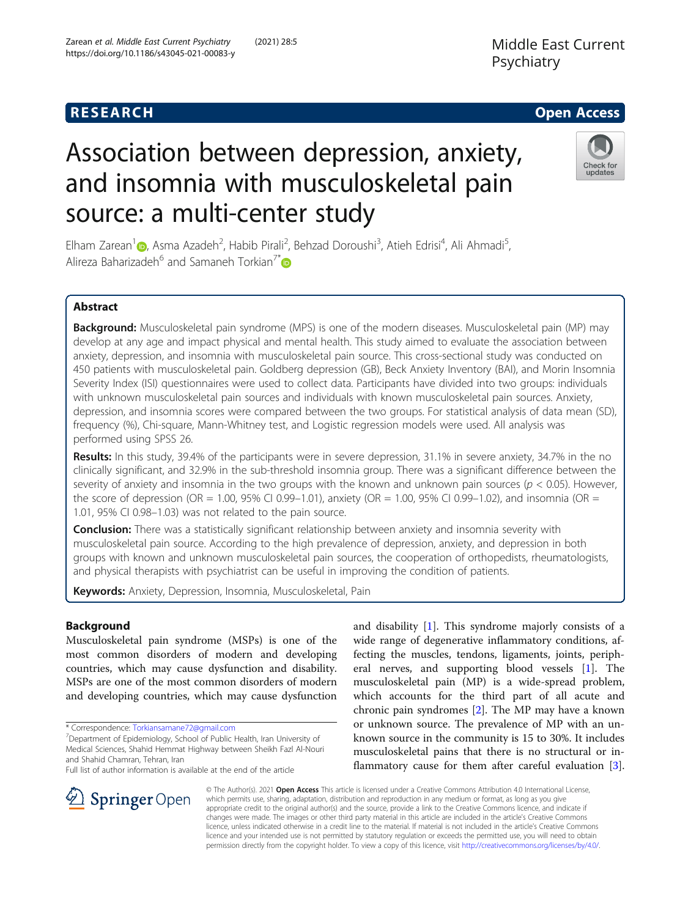RESEARCH

Open Access

# Association between depression, anxiety, and insomnia with musculoskeletal pain source: a multi-center study

Elham Zarean[1], Asma Azadeh[2], Habib Pirali[2], Behzad Doroushi[3], Atieh Edrisi[4], Ali Ahmadi[5], Alireza Baharizadeh[6] and Samaneh Torkian[7*]

## Abstract

**Background:** Musculoskeletal pain syndrome (MPS) is one of the modern diseases. Musculoskeletal pain (MP) may develop at any age and impact physical and mental health. This study aimed to evaluate the association between anxiety, depression, and insomnia with musculoskeletal pain source. This cross-sectional study was conducted on 450 patients with musculoskeletal pain. Goldberg depression (GB), Beck Anxiety Inventory (BAI), and Morin Insomnia Severity Index (ISI) questionnaires were used to collect data. Participants have divided into two groups: individuals with unknown musculoskeletal pain sources and individuals with known musculoskeletal pain sources. Anxiety, depression, and insomnia scores were compared between the two groups. For statistical analysis of data mean (SD), frequency (%), Chi-square, Mann-Whitney test, and Logistic regression models were used. All analysis was performed using SPSS 26.

**Results:** In this study, 39.4% of the participants were in severe depression, 31.1% in severe anxiety, 34.7% in the no clinically significant, and 32.9% in the sub-threshold insomnia group. There was a significant difference between the severity of anxiety and insomnia in the two groups with the known and unknown pain sources ($p < 0.05$). However, the score of depression (OR = 1.00, 95% CI 0.99–1.01), anxiety (OR = 1.00, 95% CI 0.99–1.02), and insomnia (OR = 1.01, 95% CI 0.98–1.03) was not related to the pain source.

**Conclusion:** There was a statistically significant relationship between anxiety and insomnia severity with musculoskeletal pain source. According to the high prevalence of depression, anxiety, and depression in both groups with known and unknown musculoskeletal pain sources, the cooperation of orthopedists, rheumatologists, and physical therapists with psychiatrist can be useful in improving the condition of patients.

**Keywords:** Anxiety, Depression, Insomnia, Musculoskeletal, Pain

## Background

Musculoskeletal pain syndrome (MSPs) is one of the most common disorders of modern and developing countries, which may cause dysfunction and disability. MSPs are one of the most common disorders of modern and developing countries, which may cause dysfunction and disability [1]. This syndrome majorly consists of a wide range of degenerative inflammatory conditions, affecting the muscles, tendons, ligaments, joints, peripheral nerves, and supporting blood vessels [1]. The musculoskeletal pain (MP) is a wide-spread problem, which accounts for the third part of all acute and chronic pain syndromes [2]. The MP may have a known or unknown source. The prevalence of MP with an unknown source in the community is 15 to 30%. It includes musculoskeletal pains that there is no structural or inflammatory cause for them after careful evaluation [3].

\* Correspondence: Torkiansamane72@gmail.com

[7]Department of Epidemiology, School of Public Health, Iran University of Medical Sciences, Shahid Hemmat Highway between Sheikh Fazl Al-Nouri and Shahid Chamran, Tehran, Iran

Full list of author information is available at the end of the article

© The Author(s). 2021 **Open Access** This article is licensed under a Creative Commons Attribution 4.0 International License, which permits use, sharing, adaptation, distribution and reproduction in any medium or format, as long as you give appropriate credit to the original author(s) and the source, provide a link to the Creative Commons licence, and indicate if changes were made. The images or other third party material in this article are included in the article's Creative Commons licence, unless indicated otherwise in a credit line to the material. If material is not included in the article's Creative Commons licence and your intended use is not permitted by statutory regulation or exceeds the permitted use, you will need to obtain permission directly from the copyright holder. To view a copy of this licence, visit http://creativecommons.org/licenses/by/4.0/.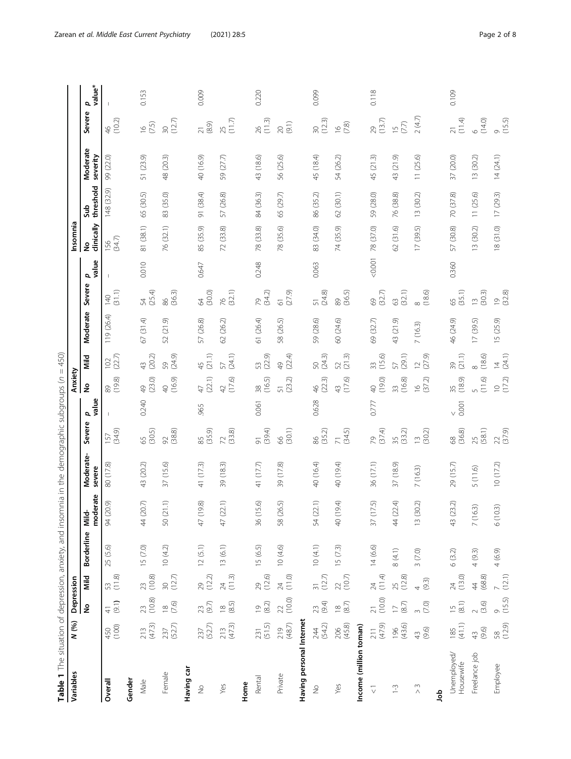**Table 1** The situation of depression, anxiety, and insomnia in the demographic subgroups (n = 450)

| Variables | N (%) | Depression | | | | | | | Anxiety | | | | | Insomnia | | | | |
|---|---|---|---|---|---|---|---|---|---|---|---|---|---|---|---|---|---|---|
| | | No | Mild | Borderline | Mild-moderate | Moderate-severe | Severe | p value | No | Mild | Moderate | Severe | p value | No clinically | Sub threshold | Moderate severity | Severe | p value* |
| **Overall** | 450 (100) | 41 (9.1) | 53 (11.8) | 25 (5.6) | 94 (20.9) | 80 (17.8) | 157 (34.9) | – | 89 (19.8) | 102 (22.7) | 119 (26.4) | 140 (31.1) | – | 156 (34.7) | 148 (32.9) | 99 (22.0) | 46 (10.2) | – |
| **Gender** | | | | | | | | | | | | | | | | | | |
| Male | 213 (47.3) | 23 (10.8) | 23 (10.8) | 15 (7.0) | 44 (20.7) | 43 (20.2) | 65 (30.5) | 0.240 | 49 (23.0) | 43 (20.2) | 67 (31.4) | 54 (25.4) | 0.010 | 81 (38.1) | 65 (30.5) | 51 (23.9) | 16 (7.5) | 0.153 |
| Female | 237 (52.7) | 18 (7.6) | 30 (12.7) | 10 (4.2) | 50 (21.1) | 37 (15.6) | 92 (38.8) | | 40 (16.9) | 59 (24.9) | 52 (21.9) | 86 (36.3) | | 76 (32.1) | 83 (35.0) | 48 (20.3) | 30 (12.7) | |
| **Having car** | | | | | | | | | | | | | | | | | | |
| No | 237 (52.7) | 23 (9.7) | 29 (12.2) | 12 (5.1) | 47 (19.8) | 41 (17.3) | 85 (35.9) | .965 | 47 (22.1) | 45 (21.1) | 57 (26.8) | 64 (30.0) | 0.647 | 85 (35.9) | 91 (38.4) | 40 (16.9) | 21 (8.9) | 0.009 |
| Yes | 213 (47.3) | 18 (8.5) | 24 (11.3) | 13 (6.1) | 47 (22.1) | 39 (18.3) | 72 (33.8) | | 42 (17.6) | 57 (24.1) | 62 (26.2) | 76 (32.1) | | 72 (33.8) | 57 (26.8) | 59 (27.7) | 25 (11.7) | |
| **Home** | | | | | | | | | | | | | | | | | | |
| Rental | 231 (51.5) | 19 (8.2) | 29 (12.6) | 15 (6.5) | 36 (15.6) | 41 (17.7) | 91 (39.4) | 0.061 | 38 (16.5) | 53 (22.9) | 61 (26.4) | 79 (34.2) | 0.248 | 78 (33.8) | 84 (36.3) | 43 (18.6) | 26 (11.3) | 0.220 |
| Private | 219 (48.7) | 22 (10.0) | 24 (11.0) | 10 (4.6) | 58 (26.5) | 39 (17.8) | 66 (30.1) | | 51 (23.2) | 49 (22.4) | 58 (26.5) | 61 (27.9) | | 78 (35.6) | 65 (29.7) | 56 (25.6) | 20 (9.1) | |
| **Having personal Internet** | | | | | | | | | | | | | | | | | | |
| No | 244 (54.2) | 23 (9.4) | 31 (12.7) | 10 (4.1) | 54 (22.1) | 40 (16.4) | 86 (35.2) | 0.628 | 46 (22.3) | 50 (24.3) | 59 (28.6) | 51 (24.8) | 0.063 | 83 (34.0) | 86 (35.2) | 45 (18.4) | 30 (12.3) | 0.099 |
| Yes | 206 (45.8) | 18 (8.7) | 22 (10.7) | 15 (7.3) | 40 (19.4) | 40 (19.4) | 71 (34.5) | | 43 (17.6) | 52 (21.3) | 60 (24.6) | 89 (36.5) | | 74 (35.9) | 62 (30.1) | 54 (26.2) | 16 (7.8) | |
| **Income (million toman)** | | | | | | | | | | | | | | | | | | |
| < 1 | 211 (47.9) | 21 (10.0) | 24 (11.4) | 14 (6.6) | 37 (17.5) | 36 (17.1) | 79 (37.4) | 0.777 | 40 (19.0) | 33 (15.6) | 69 (32.7) | 69 (32.7) | <0.001 | 78 (37.0) | 59 (28.0) | 45 (21.3) | 29 (13.7) | 0.118 |
| 1-3 | 196 (43.6) | 17 (8.7) | 25 (12.8) | 8 (4.1) | 44 (22.4) | 37 (18.9) | 35 (33.2) | | 33 (16.8) | 57 (29.1) | 43 (21.9) | 63 (32.1) | | 62 (31.6) | 76 (38.8) | 43 (21.9) | 15 (7.7) | |
| > 3 | 43 (9.6) | 3 (7.0) | 4 (9.3) | 3 (7.0) | 13 (30.2) | 7 (16.3) | 13 (30.2) | | 16 (37.2) | 12 (27.9) | 7 (16.3) | 8 (18.6) | | 17 (39.5) | 13 (30.2) | 11 (25.6) | 2 (4.7) | |
| **Job** | | | | | | | | | | | | | | | | | | |
| Unemployed/ Housewife | 185 (41.1) | 15 (8.1) | 24 (13.0) | 6 (3.2) | 43 (23.2) | 29 (15.7) | 68 (36.8) | < 0.001 | 35 (18.9) | 39 (21.1) | 46 (24.9) | 65 (35.1) | 0.360 | 57 (30.8) | 70 (37.8) | 37 (20.0) | 21 (11.4) | 0.109 |
| Freelance job | 43 (9.6) | 2 (3.6) | 44 (68.8) | 4 (9.3) | 7 (16.3) | 5 (11.6) | 25 (58.1) | | 5 (11.6) | 8 (18.6) | 17 (39.5) | 13 (30.3) | | 13 (30.2) | 11 (25.6) | 13 (30.2) | 6 (14.0) | |
| Employee | 58 (12.9) | 9 (15.5) | 7 (12.1) | 4 (6.9) | 6 (10.3) | 10 (17.2) | 22 (37.9) | | 10 (17.2) | 14 (24.1) | 15 (25.9) | 19 (32.8) | | 18 (31.0) | 17 (29.3) | 14 (24.1) | 9 (15.5) | |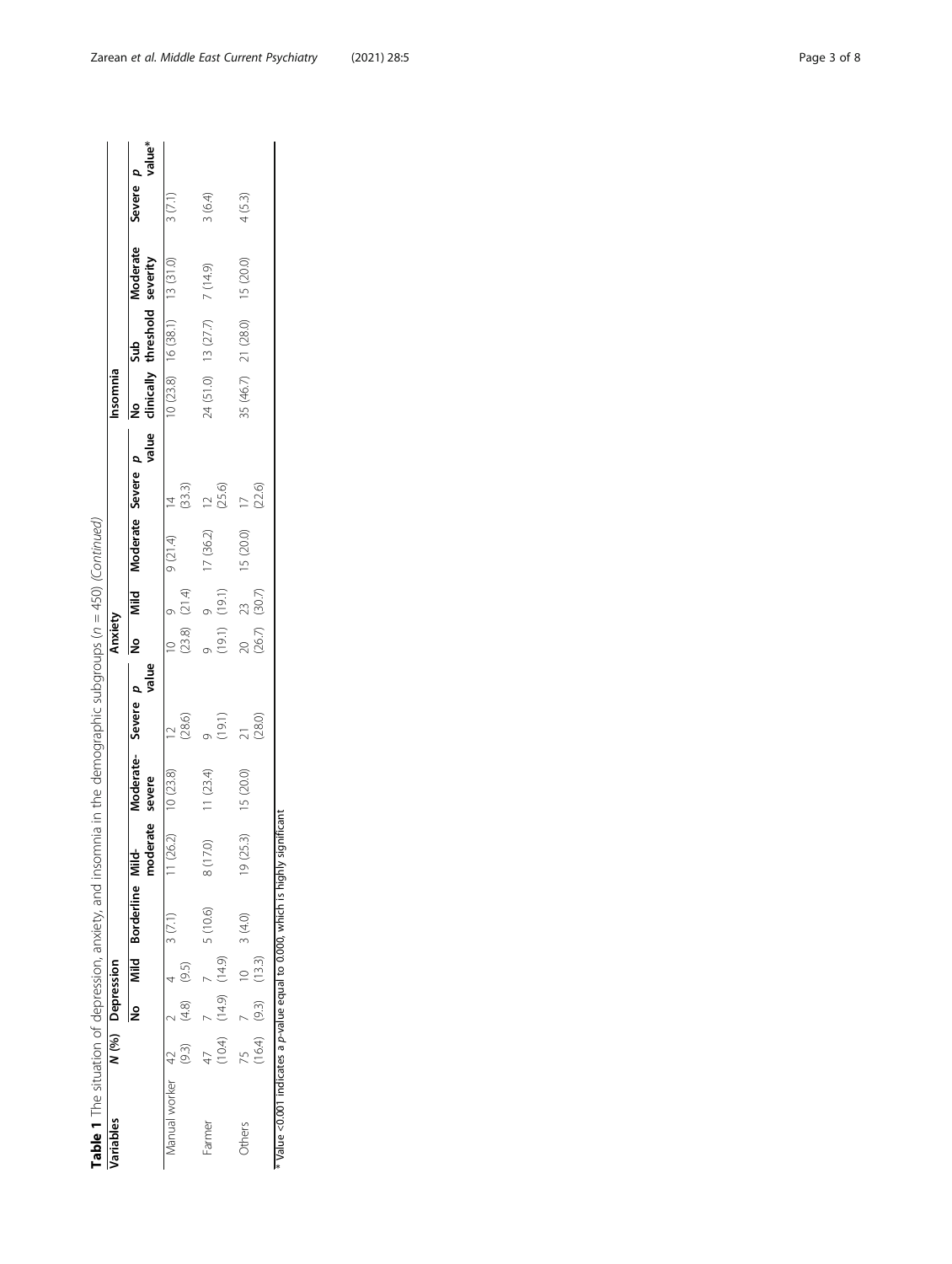**Table 1** The situation of depression, anxiety, and insomnia in the demographic subgroups ($n$ = 450) *(Continued)*

| Variables | N (%) | Depression | | | | | | | Anxiety | | | | | Insomnia | | | | |
|---|---|---|---|---|---|---|---|---|---|---|---|---|---|---|---|---|---|---|
| | | No | Mild | Borderline | Mild-moderate | Moderate-severe | Severe | p value | No | Mild | Moderate | Severe | p value | No clinically | Sub threshold | Moderate severity | Severe | p value* |
| Manual worker | 42 (9.3) | 2 (4.8) | 4 (9.5) | 3 (7.1) | 11 (26.2) | 10 (23.8) | 12 (28.6) | | 10 (23.8) | 9 (21.4) | 9 (21.4) | 14 (33.3) | | 10 (23.8) | 16 (38.1) | 13 (31.0) | 3 (7.1) | |
| Farmer | 47 (10.4) | 7 (14.9) | 7 (14.9) | 5 (10.6) | 8 (17.0) | 11 (23.4) | 9 (19.1) | | 9 (19.1) | 9 (19.1) | 17 (36.2) | 12 (25.6) | | 24 (51.0) | 13 (27.7) | 7 (14.9) | 3 (6.4) | |
| Others | 75 (16.4) | 7 (9.3) | 10 (13.3) | 3 (4.0) | 19 (25.3) | 15 (20.0) | 21 (28.0) | | 20 (26.7) | 23 (30.7) | 15 (20.0) | 17 (22.6) | | 35 (46.7) | 21 (28.0) | 15 (20.0) | 4 (5.3) | |

\* Value <0.001 indicates a $p$-value equal to 0.000, which is highly significant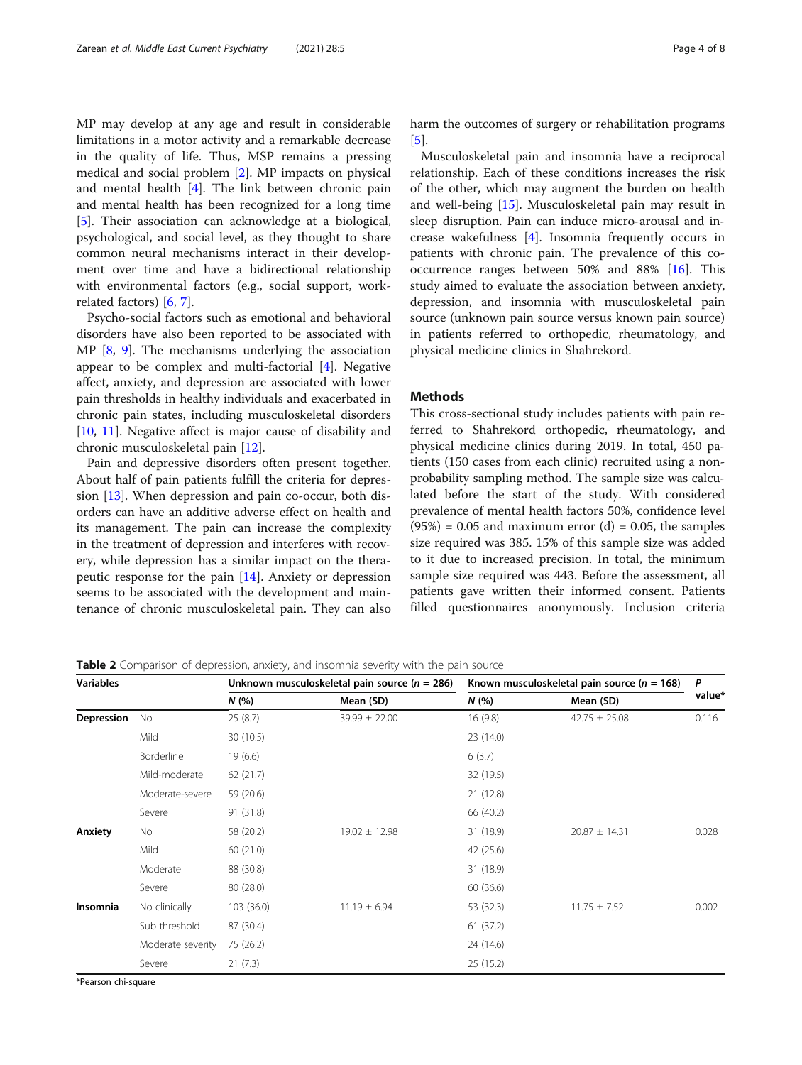MP may develop at any age and result in considerable limitations in a motor activity and a remarkable decrease in the quality of life. Thus, MSP remains a pressing medical and social problem [2]. MP impacts on physical and mental health [4]. The link between chronic pain and mental health has been recognized for a long time [5]. Their association can acknowledge at a biological, psychological, and social level, as they thought to share common neural mechanisms interact in their development over time and have a bidirectional relationship with environmental factors (e.g., social support, work-related factors) [6, 7].

Psycho-social factors such as emotional and behavioral disorders have also been reported to be associated with MP [8, 9]. The mechanisms underlying the association appear to be complex and multi-factorial [4]. Negative affect, anxiety, and depression are associated with lower pain thresholds in healthy individuals and exacerbated in chronic pain states, including musculoskeletal disorders [10, 11]. Negative affect is major cause of disability and chronic musculoskeletal pain [12].

Pain and depressive disorders often present together. About half of pain patients fulfill the criteria for depression [13]. When depression and pain co-occur, both disorders can have an additive adverse effect on health and its management. The pain can increase the complexity in the treatment of depression and interferes with recovery, while depression has a similar impact on the therapeutic response for the pain [14]. Anxiety or depression seems to be associated with the development and maintenance of chronic musculoskeletal pain. They can also harm the outcomes of surgery or rehabilitation programs [5].

Musculoskeletal pain and insomnia have a reciprocal relationship. Each of these conditions increases the risk of the other, which may augment the burden on health and well-being [15]. Musculoskeletal pain may result in sleep disruption. Pain can induce micro-arousal and increase wakefulness [4]. Insomnia frequently occurs in patients with chronic pain. The prevalence of this co-occurrence ranges between 50% and 88% [16]. This study aimed to evaluate the association between anxiety, depression, and insomnia with musculoskeletal pain source (unknown pain source versus known pain source) in patients referred to orthopedic, rheumatology, and physical medicine clinics in Shahrekord.

## Methods

This cross-sectional study includes patients with pain referred to Shahrekord orthopedic, rheumatology, and physical medicine clinics during 2019. In total, 450 patients (150 cases from each clinic) recruited using a non-probability sampling method. The sample size was calculated before the start of the study. With considered prevalence of mental health factors 50%, confidence level (95%) = 0.05 and maximum error (d) = 0.05, the samples size required was 385. 15% of this sample size was added to it due to increased precision. In total, the minimum sample size required was 443. Before the assessment, all patients gave written their informed consent. Patients filled questionnaires anonymously. Inclusion criteria

**Table 2** Comparison of depression, anxiety, and insomnia severity with the pain source

| Variables | | Unknown musculoskeletal pain source (*n* = 286) | | Known musculoskeletal pain source (*n* = 168) | | *P* value* |
|---|---|---|---|---|---|---|
| | | *N* (%) | Mean (SD) | *N* (%) | Mean (SD) | |
| **Depression** | No | 25 (8.7) | 39.99 ± 22.00 | 16 (9.8) | 42.75 ± 25.08 | 0.116 |
| | Mild | 30 (10.5) | | 23 (14.0) | | |
| | Borderline | 19 (6.6) | | 6 (3.7) | | |
| | Mild-moderate | 62 (21.7) | | 32 (19.5) | | |
| | Moderate-severe | 59 (20.6) | | 21 (12.8) | | |
| | Severe | 91 (31.8) | | 66 (40.2) | | |
| **Anxiety** | No | 58 (20.2) | 19.02 ± 12.98 | 31 (18.9) | 20.87 ± 14.31 | 0.028 |
| | Mild | 60 (21.0) | | 42 (25.6) | | |
| | Moderate | 88 (30.8) | | 31 (18.9) | | |
| | Severe | 80 (28.0) | | 60 (36.6) | | |
| **Insomnia** | No clinically | 103 (36.0) | 11.19 ± 6.94 | 53 (32.3) | 11.75 ± 7.52 | 0.002 |
| | Sub threshold | 87 (30.4) | | 61 (37.2) | | |
| | Moderate severity | 75 (26.2) | | 24 (14.6) | | |
| | Severe | 21 (7.3) | | 25 (15.2) | | |

*Pearson chi-square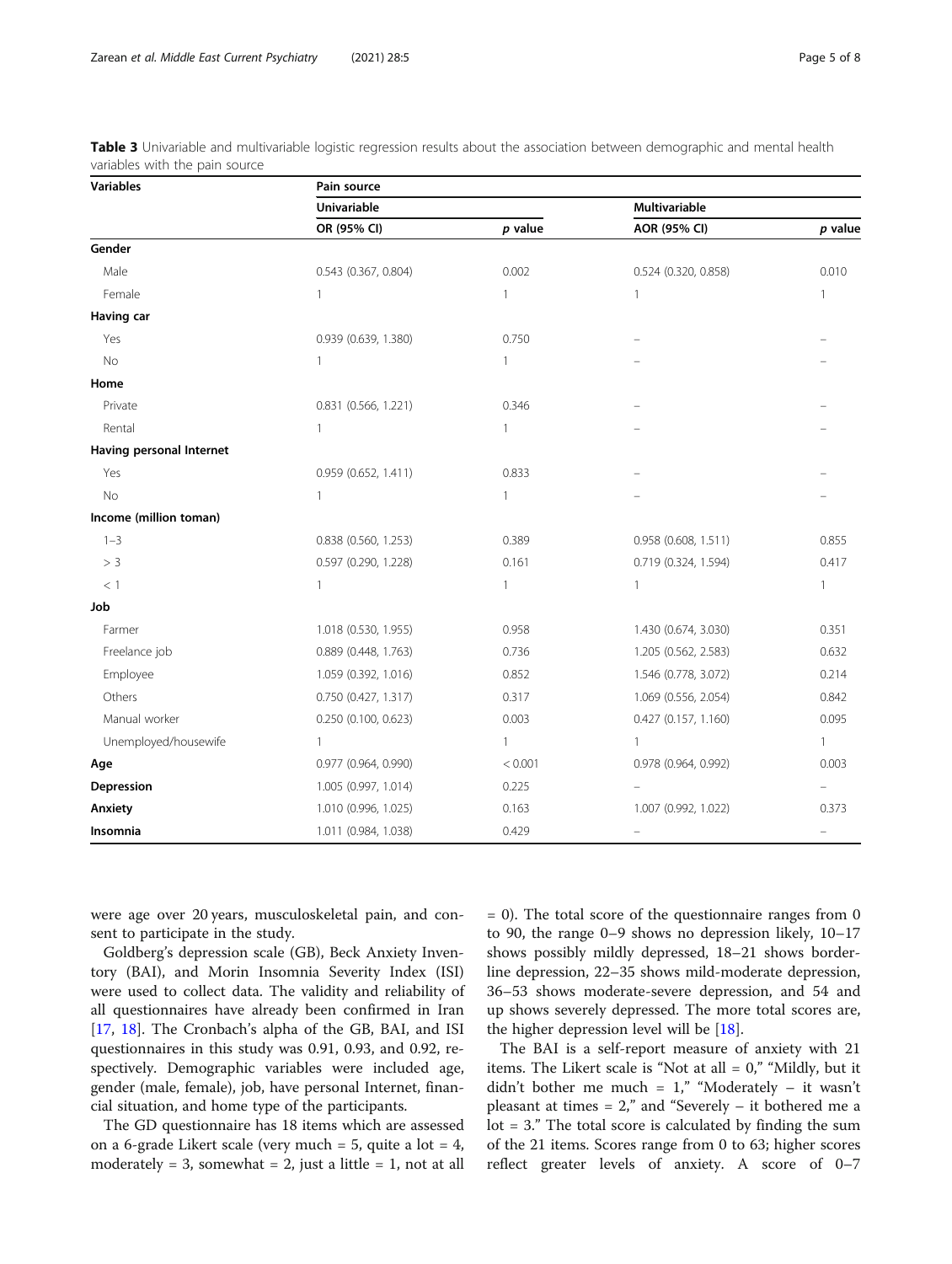**Table 3** Univariable and multivariable logistic regression results about the association between demographic and mental health variables with the pain source

| Variables | Pain source | | | |
|---|---|---|---|---|
| | Univariable | | Multivariable | |
| | OR (95% CI) | *p* value | AOR (95% CI) | *p* value |
| **Gender** | | | | |
| Male | 0.543 (0.367, 0.804) | 0.002 | 0.524 (0.320, 0.858) | 0.010 |
| Female | 1 | 1 | 1 | 1 |
| **Having car** | | | | |
| Yes | 0.939 (0.639, 1.380) | 0.750 | – | – |
| No | 1 | 1 | – | – |
| **Home** | | | | |
| Private | 0.831 (0.566, 1.221) | 0.346 | – | – |
| Rental | 1 | 1 | – | – |
| **Having personal Internet** | | | | |
| Yes | 0.959 (0.652, 1.411) | 0.833 | – | – |
| No | 1 | 1 | – | – |
| **Income (million toman)** | | | | |
| 1–3 | 0.838 (0.560, 1.253) | 0.389 | 0.958 (0.608, 1.511) | 0.855 |
| > 3 | 0.597 (0.290, 1.228) | 0.161 | 0.719 (0.324, 1.594) | 0.417 |
| < 1 | 1 | 1 | 1 | 1 |
| **Job** | | | | |
| Farmer | 1.018 (0.530, 1.955) | 0.958 | 1.430 (0.674, 3.030) | 0.351 |
| Freelance job | 0.889 (0.448, 1.763) | 0.736 | 1.205 (0.562, 2.583) | 0.632 |
| Employee | 1.059 (0.392, 1.016) | 0.852 | 1.546 (0.778, 3.072) | 0.214 |
| Others | 0.750 (0.427, 1.317) | 0.317 | 1.069 (0.556, 2.054) | 0.842 |
| Manual worker | 0.250 (0.100, 0.623) | 0.003 | 0.427 (0.157, 1.160) | 0.095 |
| Unemployed/housewife | 1 | 1 | 1 | 1 |
| **Age** | 0.977 (0.964, 0.990) | < 0.001 | 0.978 (0.964, 0.992) | 0.003 |
| **Depression** | 1.005 (0.997, 1.014) | 0.225 | – | – |
| **Anxiety** | 1.010 (0.996, 1.025) | 0.163 | 1.007 (0.992, 1.022) | 0.373 |
| **Insomnia** | 1.011 (0.984, 1.038) | 0.429 | – | – |

were age over 20 years, musculoskeletal pain, and consent to participate in the study.

Goldberg's depression scale (GB), Beck Anxiety Inventory (BAI), and Morin Insomnia Severity Index (ISI) were used to collect data. The validity and reliability of all questionnaires have already been confirmed in Iran [17, 18]. The Cronbach's alpha of the GB, BAI, and ISI questionnaires in this study was 0.91, 0.93, and 0.92, respectively. Demographic variables were included age, gender (male, female), job, have personal Internet, financial situation, and home type of the participants.

The GD questionnaire has 18 items which are assessed on a 6-grade Likert scale (very much = 5, quite a lot = 4, moderately = 3, somewhat = 2, just a little = 1, not at all = 0). The total score of the questionnaire ranges from 0 to 90, the range 0–9 shows no depression likely, 10–17 shows possibly mildly depressed, 18–21 shows borderline depression, 22–35 shows mild-moderate depression, 36–53 shows moderate-severe depression, and 54 and up shows severely depressed. The more total scores are, the higher depression level will be [18].

The BAI is a self-report measure of anxiety with 21 items. The Likert scale is "Not at all = 0," "Mildly, but it didn't bother me much = 1," "Moderately – it wasn't pleasant at times = 2," and "Severely – it bothered me a lot = 3." The total score is calculated by finding the sum of the 21 items. Scores range from 0 to 63; higher scores reflect greater levels of anxiety. A score of 0–7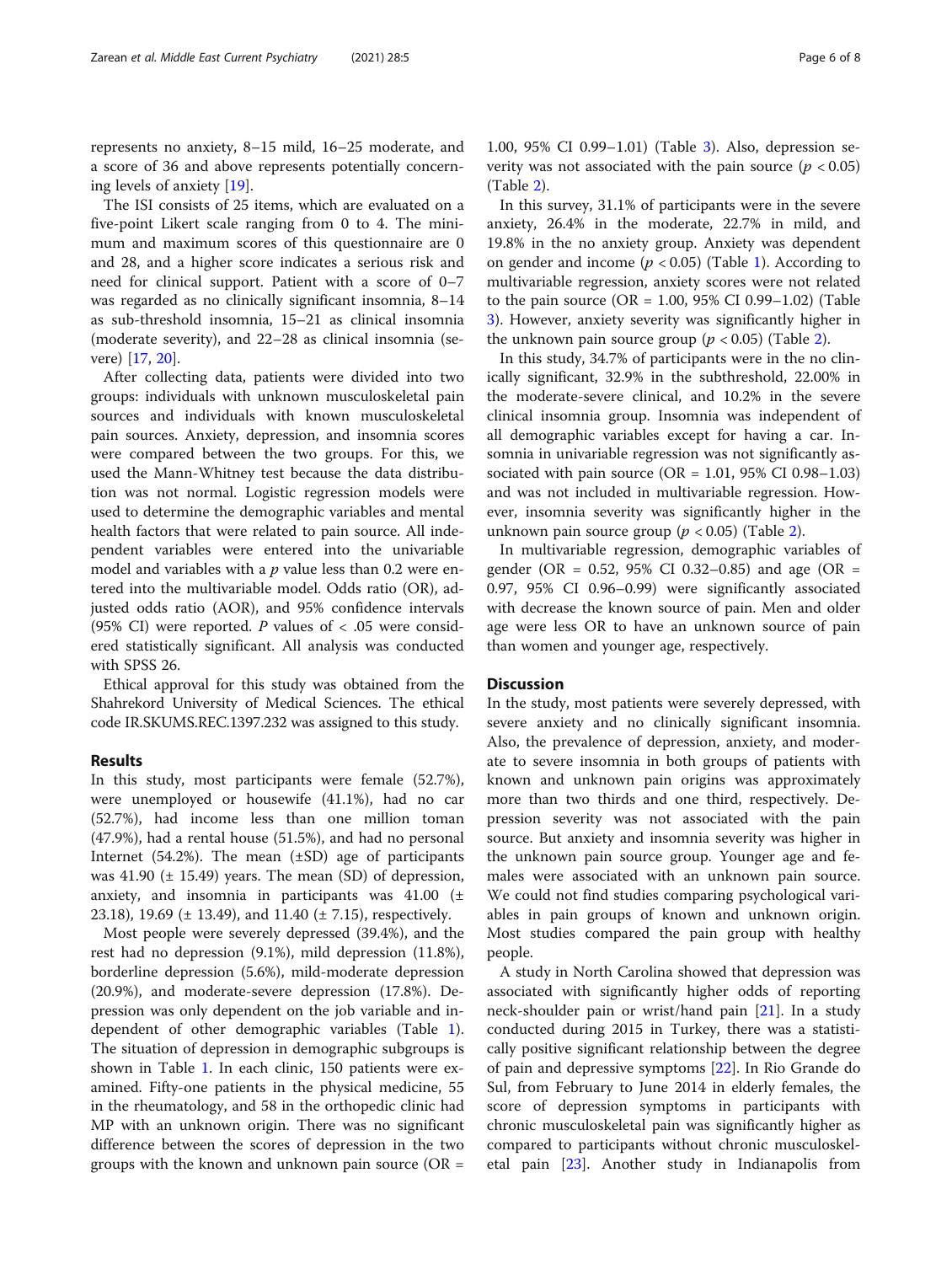represents no anxiety, 8–15 mild, 16–25 moderate, and a score of 36 and above represents potentially concerning levels of anxiety [19].

The ISI consists of 25 items, which are evaluated on a five-point Likert scale ranging from 0 to 4. The minimum and maximum scores of this questionnaire are 0 and 28, and a higher score indicates a serious risk and need for clinical support. Patient with a score of 0–7 was regarded as no clinically significant insomnia, 8–14 as sub-threshold insomnia, 15–21 as clinical insomnia (moderate severity), and 22–28 as clinical insomnia (severe) [17, 20].

After collecting data, patients were divided into two groups: individuals with unknown musculoskeletal pain sources and individuals with known musculoskeletal pain sources. Anxiety, depression, and insomnia scores were compared between the two groups. For this, we used the Mann-Whitney test because the data distribution was not normal. Logistic regression models were used to determine the demographic variables and mental health factors that were related to pain source. All independent variables were entered into the univariable model and variables with a *p* value less than 0.2 were entered into the multivariable model. Odds ratio (OR), adjusted odds ratio (AOR), and 95% confidence intervals (95% CI) were reported. *P* values of < .05 were considered statistically significant. All analysis was conducted with SPSS 26.

Ethical approval for this study was obtained from the Shahrekord University of Medical Sciences. The ethical code IR.SKUMS.REC.1397.232 was assigned to this study.

## Results

In this study, most participants were female (52.7%), were unemployed or housewife (41.1%), had no car (52.7%), had income less than one million toman (47.9%), had a rental house (51.5%), and had no personal Internet (54.2%). The mean (±SD) age of participants was 41.90 (± 15.49) years. The mean (SD) of depression, anxiety, and insomnia in participants was 41.00 (± 23.18), 19.69 (± 13.49), and 11.40 (± 7.15), respectively.

Most people were severely depressed (39.4%), and the rest had no depression (9.1%), mild depression (11.8%), borderline depression (5.6%), mild-moderate depression (20.9%), and moderate-severe depression (17.8%). Depression was only dependent on the job variable and independent of other demographic variables (Table 1). The situation of depression in demographic subgroups is shown in Table 1. In each clinic, 150 patients were examined. Fifty-one patients in the physical medicine, 55 in the rheumatology, and 58 in the orthopedic clinic had MP with an unknown origin. There was no significant difference between the scores of depression in the two groups with the known and unknown pain source (OR = 1.00, 95% CI 0.99–1.01) (Table 3). Also, depression severity was not associated with the pain source ($p < 0.05$) (Table 2).

In this survey, 31.1% of participants were in the severe anxiety, 26.4% in the moderate, 22.7% in mild, and 19.8% in the no anxiety group. Anxiety was dependent on gender and income ($p < 0.05$) (Table 1). According to multivariable regression, anxiety scores were not related to the pain source (OR = 1.00, 95% CI 0.99–1.02) (Table 3). However, anxiety severity was significantly higher in the unknown pain source group ($p < 0.05$) (Table 2).

In this study, 34.7% of participants were in the no clinically significant, 32.9% in the subthreshold, 22.00% in the moderate-severe clinical, and 10.2% in the severe clinical insomnia group. Insomnia was independent of all demographic variables except for having a car. Insomnia in univariable regression was not significantly associated with pain source (OR = 1.01, 95% CI 0.98–1.03) and was not included in multivariable regression. However, insomnia severity was significantly higher in the unknown pain source group ($p < 0.05$) (Table 2).

In multivariable regression, demographic variables of gender (OR = 0.52, 95% CI 0.32–0.85) and age (OR = 0.97, 95% CI 0.96–0.99) were significantly associated with decrease the known source of pain. Men and older age were less OR to have an unknown source of pain than women and younger age, respectively.

## Discussion

In the study, most patients were severely depressed, with severe anxiety and no clinically significant insomnia. Also, the prevalence of depression, anxiety, and moderate to severe insomnia in both groups of patients with known and unknown pain origins was approximately more than two thirds and one third, respectively. Depression severity was not associated with the pain source. But anxiety and insomnia severity was higher in the unknown pain source group. Younger age and females were associated with an unknown pain source. We could not find studies comparing psychological variables in pain groups of known and unknown origin. Most studies compared the pain group with healthy people.

A study in North Carolina showed that depression was associated with significantly higher odds of reporting neck-shoulder pain or wrist/hand pain [21]. In a study conducted during 2015 in Turkey, there was a statistically positive significant relationship between the degree of pain and depressive symptoms [22]. In Rio Grande do Sul, from February to June 2014 in elderly females, the score of depression symptoms in participants with chronic musculoskeletal pain was significantly higher as compared to participants without chronic musculoskeletal pain [23]. Another study in Indianapolis from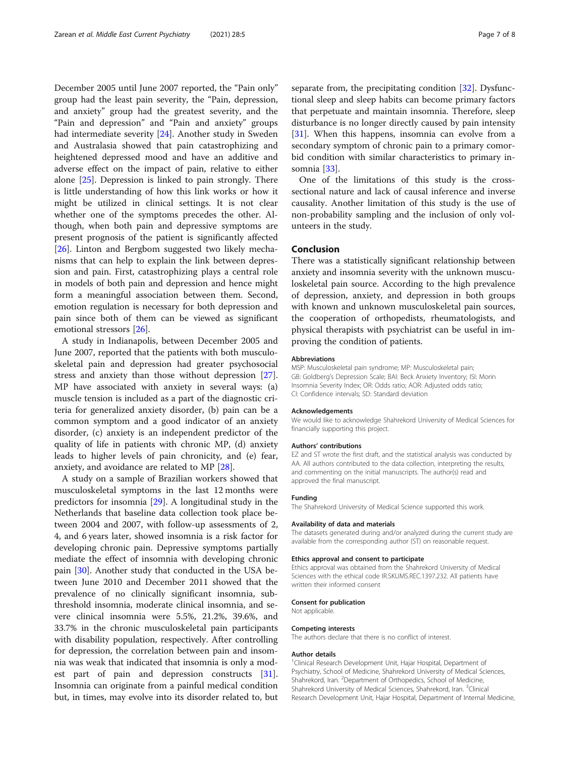December 2005 until June 2007 reported, the "Pain only" group had the least pain severity, the "Pain, depression, and anxiety" group had the greatest severity, and the "Pain and depression" and "Pain and anxiety" groups had intermediate severity [24]. Another study in Sweden and Australasia showed that pain catastrophizing and heightened depressed mood and have an additive and adverse effect on the impact of pain, relative to either alone [25]. Depression is linked to pain strongly. There is little understanding of how this link works or how it might be utilized in clinical settings. It is not clear whether one of the symptoms precedes the other. Although, when both pain and depressive symptoms are present prognosis of the patient is significantly affected [26]. Linton and Bergbom suggested two likely mechanisms that can help to explain the link between depression and pain. First, catastrophizing plays a central role in models of both pain and depression and hence might form a meaningful association between them. Second, emotion regulation is necessary for both depression and pain since both of them can be viewed as significant emotional stressors [26].

A study in Indianapolis, between December 2005 and June 2007, reported that the patients with both musculoskeletal pain and depression had greater psychosocial stress and anxiety than those without depression [27]. MP have associated with anxiety in several ways: (a) muscle tension is included as a part of the diagnostic criteria for generalized anxiety disorder, (b) pain can be a common symptom and a good indicator of an anxiety disorder, (c) anxiety is an independent predictor of the quality of life in patients with chronic MP, (d) anxiety leads to higher levels of pain chronicity, and (e) fear, anxiety, and avoidance are related to MP [28].

A study on a sample of Brazilian workers showed that musculoskeletal symptoms in the last 12 months were predictors for insomnia [29]. A longitudinal study in the Netherlands that baseline data collection took place between 2004 and 2007, with follow-up assessments of 2, 4, and 6 years later, showed insomnia is a risk factor for developing chronic pain. Depressive symptoms partially mediate the effect of insomnia with developing chronic pain [30]. Another study that conducted in the USA between June 2010 and December 2011 showed that the prevalence of no clinically significant insomnia, subthreshold insomnia, moderate clinical insomnia, and severe clinical insomnia were 5.5%, 21.2%, 39.6%, and 33.7% in the chronic musculoskeletal pain participants with disability population, respectively. After controlling for depression, the correlation between pain and insomnia was weak that indicated that insomnia is only a modest part of pain and depression constructs [31]. Insomnia can originate from a painful medical condition but, in times, may evolve into its disorder related to, but separate from, the precipitating condition [32]. Dysfunctional sleep and sleep habits can become primary factors that perpetuate and maintain insomnia. Therefore, sleep disturbance is no longer directly caused by pain intensity [31]. When this happens, insomnia can evolve from a secondary symptom of chronic pain to a primary comorbid condition with similar characteristics to primary insomnia [33].

One of the limitations of this study is the cross-sectional nature and lack of causal inference and inverse causality. Another limitation of this study is the use of non-probability sampling and the inclusion of only volunteers in the study.

## Conclusion

There was a statistically significant relationship between anxiety and insomnia severity with the unknown musculoskeletal pain source. According to the high prevalence of depression, anxiety, and depression in both groups with known and unknown musculoskeletal pain sources, the cooperation of orthopedists, rheumatologists, and physical therapists with psychiatrist can be useful in improving the condition of patients.

### Abbreviations

MSP: Musculoskeletal pain syndrome; MP: Musculoskeletal pain; GB: Goldberg's Depression Scale; BAI: Beck Anxiety Inventory; ISI: Morin Insomnia Severity Index; OR: Odds ratio; AOR: Adjusted odds ratio; CI: Confidence intervals; SD: Standard deviation

### Acknowledgements

We would like to acknowledge Shahrekord University of Medical Sciences for financially supporting this project.

### Authors' contributions

EZ and ST wrote the first draft, and the statistical analysis was conducted by AA. All authors contributed to the data collection, interpreting the results, and commenting on the initial manuscripts. The author(s) read and approved the final manuscript.

### Funding

The Shahrekord University of Medical Science supported this work.

### Availability of data and materials

The datasets generated during and/or analyzed during the current study are available from the corresponding author (ST) on reasonable request.

### Ethics approval and consent to participate

Ethics approval was obtained from the Shahrekord University of Medical Sciences with the ethical code IR.SKUMS.REC.1397.232. All patients have written their informed consent

### Consent for publication

Not applicable.

### Competing interests

The authors declare that there is no conflict of interest.

### Author details

[1]Clinical Research Development Unit, Hajar Hospital, Department of Psychiatry, School of Medicine, Shahrekord University of Medical Sciences, Shahrekord, Iran. [2]Department of Orthopedics, School of Medicine, Shahrekord University of Medical Sciences, Shahrekord, Iran. [3]Clinical Research Development Unit, Hajar Hospital, Department of Internal Medicine,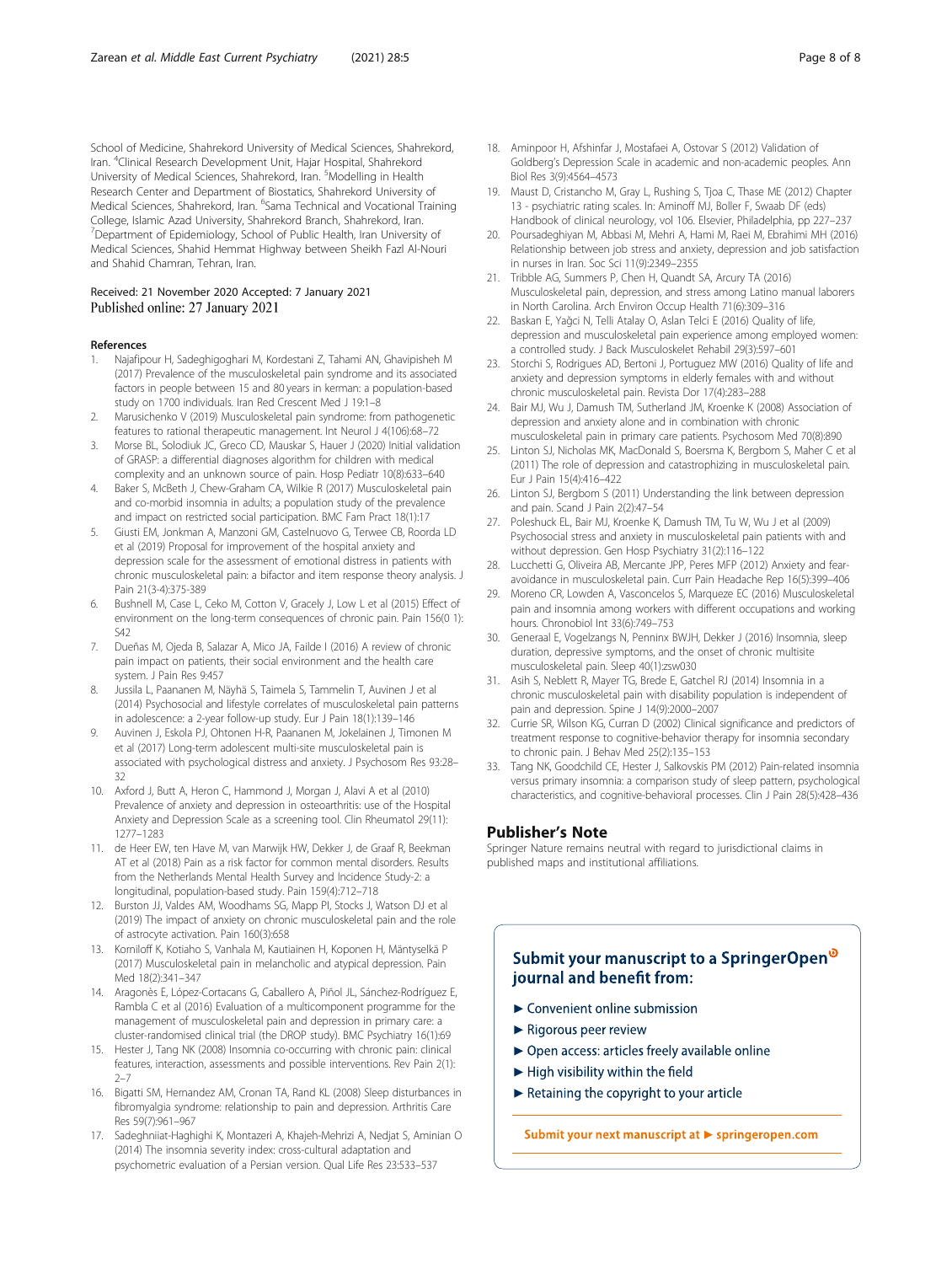School of Medicine, Shahrekord University of Medical Sciences, Shahrekord, Iran. [4]Clinical Research Development Unit, Hajar Hospital, Shahrekord University of Medical Sciences, Shahrekord, Iran. [5]Modelling in Health Research Center and Department of Biostatics, Shahrekord University of Medical Sciences, Shahrekord, Iran. [6]Sama Technical and Vocational Training College, Islamic Azad University, Shahrekord Branch, Shahrekord, Iran. [7]Department of Epidemiology, School of Public Health, Iran University of Medical Sciences, Shahid Hemmat Highway between Sheikh Fazl Al-Nouri and Shahid Chamran, Tehran, Iran.

Received: 21 November 2020 Accepted: 7 January 2021
Published online: 27 January 2021

## References

1. Najafipour H, Sadeghigoghari M, Kordestani Z, Tahami AN, Ghavipisheh M (2017) Prevalence of the musculoskeletal pain syndrome and its associated factors in people between 15 and 80 years in kerman: a population-based study on 1700 individuals. Iran Red Crescent Med J 19:1–8
2. Marusichenko V (2019) Musculoskeletal pain syndrome: from pathogenetic features to rational therapeutic management. Int Neurol J 4(106):68–72
3. Morse BL, Solodiuk JC, Greco CD, Mauskar S, Hauer J (2020) Initial validation of GRASP: a differential diagnoses algorithm for children with medical complexity and an unknown source of pain. Hosp Pediatr 10(8):633–640
4. Baker S, McBeth J, Chew-Graham CA, Wilkie R (2017) Musculoskeletal pain and co-morbid insomnia in adults; a population study of the prevalence and impact on restricted social participation. BMC Fam Pract 18(1):17
5. Giusti EM, Jonkman A, Manzoni GM, Castelnuovo G, Terwee CB, Roorda LD et al (2019) Proposal for improvement of the hospital anxiety and depression scale for the assessment of emotional distress in patients with chronic musculoskeletal pain: a bifactor and item response theory analysis. J Pain 21(3-4):375-389
6. Bushnell M, Case L, Ceko M, Cotton V, Gracely J, Low L et al (2015) Effect of environment on the long-term consequences of chronic pain. Pain 156(0 1): S42
7. Dueñas M, Ojeda B, Salazar A, Mico JA, Failde I (2016) A review of chronic pain impact on patients, their social environment and the health care system. J Pain Res 9:457
8. Jussila L, Paananen M, Näyhä S, Taimela S, Tammelin T, Auvinen J et al (2014) Psychosocial and lifestyle correlates of musculoskeletal pain patterns in adolescence: a 2-year follow-up study. Eur J Pain 18(1):139–146
9. Auvinen J, Eskola PJ, Ohtonen H-R, Paananen M, Jokelainen J, Timonen M et al (2017) Long-term adolescent multi-site musculoskeletal pain is associated with psychological distress and anxiety. J Psychosom Res 93:28–32
10. Axford J, Butt A, Heron C, Hammond J, Morgan J, Alavi A et al (2010) Prevalence of anxiety and depression in osteoarthritis: use of the Hospital Anxiety and Depression Scale as a screening tool. Clin Rheumatol 29(11): 1277–1283
11. de Heer EW, ten Have M, van Marwijk HW, Dekker J, de Graaf R, Beekman AT et al (2018) Pain as a risk factor for common mental disorders. Results from the Netherlands Mental Health Survey and Incidence Study-2: a longitudinal, population-based study. Pain 159(4):712–718
12. Burston JJ, Valdes AM, Woodhams SG, Mapp PI, Stocks J, Watson DJ et al (2019) The impact of anxiety on chronic musculoskeletal pain and the role of astrocyte activation. Pain 160(3):658
13. Korniloff K, Kotiaho S, Vanhala M, Kautiainen H, Koponen H, Mäntyselkä P (2017) Musculoskeletal pain in melancholic and atypical depression. Pain Med 18(2):341–347
14. Aragonès E, López-Cortacans G, Caballero A, Piñol JL, Sánchez-Rodríguez E, Rambla C et al (2016) Evaluation of a multicomponent programme for the management of musculoskeletal pain and depression in primary care: a cluster-randomised clinical trial (the DROP study). BMC Psychiatry 16(1):69
15. Hester J, Tang NK (2008) Insomnia co-occurring with chronic pain: clinical features, interaction, assessments and possible interventions. Rev Pain 2(1): 2–7
16. Bigatti SM, Hernandez AM, Cronan TA, Rand KL (2008) Sleep disturbances in fibromyalgia syndrome: relationship to pain and depression. Arthritis Care Res 59(7):961–967
17. Sadeghniiat-Haghighi K, Montazeri A, Khajeh-Mehrizi A, Nedjat S, Aminian O (2014) The insomnia severity index: cross-cultural adaptation and psychometric evaluation of a Persian version. Qual Life Res 23:533–537
18. Aminpoor H, Afshinfar J, Mostafaei A, Ostovar S (2012) Validation of Goldberg's Depression Scale in academic and non-academic peoples. Ann Biol Res 3(9):4564–4573
19. Maust D, Cristancho M, Gray L, Rushing S, Tjoa C, Thase ME (2012) Chapter 13 - psychiatric rating scales. In: Aminoff MJ, Boller F, Swaab DF (eds) Handbook of clinical neurology, vol 106. Elsevier, Philadelphia, pp 227–237
20. Poursadeghiyan M, Abbasi M, Mehri A, Hami M, Raei M, Ebrahimi MH (2016) Relationship between job stress and anxiety, depression and job satisfaction in nurses in Iran. Soc Sci 11(9):2349–2355
21. Tribble AG, Summers P, Chen H, Quandt SA, Arcury TA (2016) Musculoskeletal pain, depression, and stress among Latino manual laborers in North Carolina. Arch Environ Occup Health 71(6):309–316
22. Baskan E, Yağci N, Telli Atalay O, Aslan Telci E (2016) Quality of life, depression and musculoskeletal pain experience among employed women: a controlled study. J Back Musculoskelet Rehabil 29(3):597–601
23. Storchi S, Rodrigues AD, Bertoni J, Portuguez MW (2016) Quality of life and anxiety and depression symptoms in elderly females with and without chronic musculoskeletal pain. Revista Dor 17(4):283–288
24. Bair MJ, Wu J, Damush TM, Sutherland JM, Kroenke K (2008) Association of depression and anxiety alone and in combination with chronic musculoskeletal pain in primary care patients. Psychosom Med 70(8):890
25. Linton SJ, Nicholas MK, MacDonald S, Boersma K, Bergbom S, Maher C et al (2011) The role of depression and catastrophizing in musculoskeletal pain. Eur J Pain 15(4):416–422
26. Linton SJ, Bergbom S (2011) Understanding the link between depression and pain. Scand J Pain 2(2):47–54
27. Poleshuck EL, Bair MJ, Kroenke K, Damush TM, Tu W, Wu J et al (2009) Psychosocial stress and anxiety in musculoskeletal pain patients with and without depression. Gen Hosp Psychiatry 31(2):116–122
28. Lucchetti G, Oliveira AB, Mercante JPP, Peres MFP (2012) Anxiety and fear-avoidance in musculoskeletal pain. Curr Pain Headache Rep 16(5):399–406
29. Moreno CR, Lowden A, Vasconcelos S, Marqueze EC (2016) Musculoskeletal pain and insomnia among workers with different occupations and working hours. Chronobiol Int 33(6):749–753
30. Generaal E, Vogelzangs N, Penninx BWJH, Dekker J (2016) Insomnia, sleep duration, depressive symptoms, and the onset of chronic multisite musculoskeletal pain. Sleep 40(1):zsw030
31. Asih S, Neblett R, Mayer TG, Brede E, Gatchel RJ (2014) Insomnia in a chronic musculoskeletal pain with disability population is independent of pain and depression. Spine J 14(9):2000–2007
32. Currie SR, Wilson KG, Curran D (2002) Clinical significance and predictors of treatment response to cognitive-behavior therapy for insomnia secondary to chronic pain. J Behav Med 25(2):135–153
33. Tang NK, Goodchild CE, Hester J, Salkovskis PM (2012) Pain-related insomnia versus primary insomnia: a comparison study of sleep pattern, psychological characteristics, and cognitive-behavioral processes. Clin J Pain 28(5):428–436

## Publisher's Note

Springer Nature remains neutral with regard to jurisdictional claims in published maps and institutional affiliations.

**Submit your manuscript to a SpringerOpen journal and benefit from:**

- Convenient online submission
- Rigorous peer review
- Open access: articles freely available online
- High visibility within the field
- Retaining the copyright to your article

Submit your next manuscript at ▶ springeropen.com